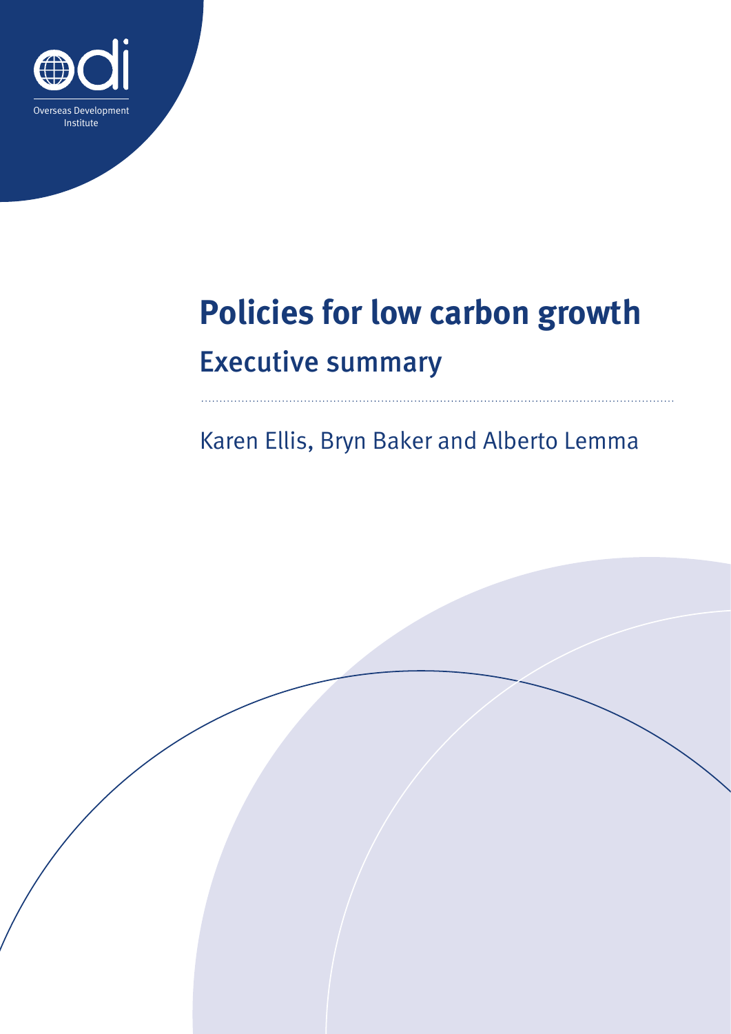Overseas Development Institute

# Policies for low carbon growth

## Executive summary

Karen Ellis, Bryn Baker and Alberto Lemma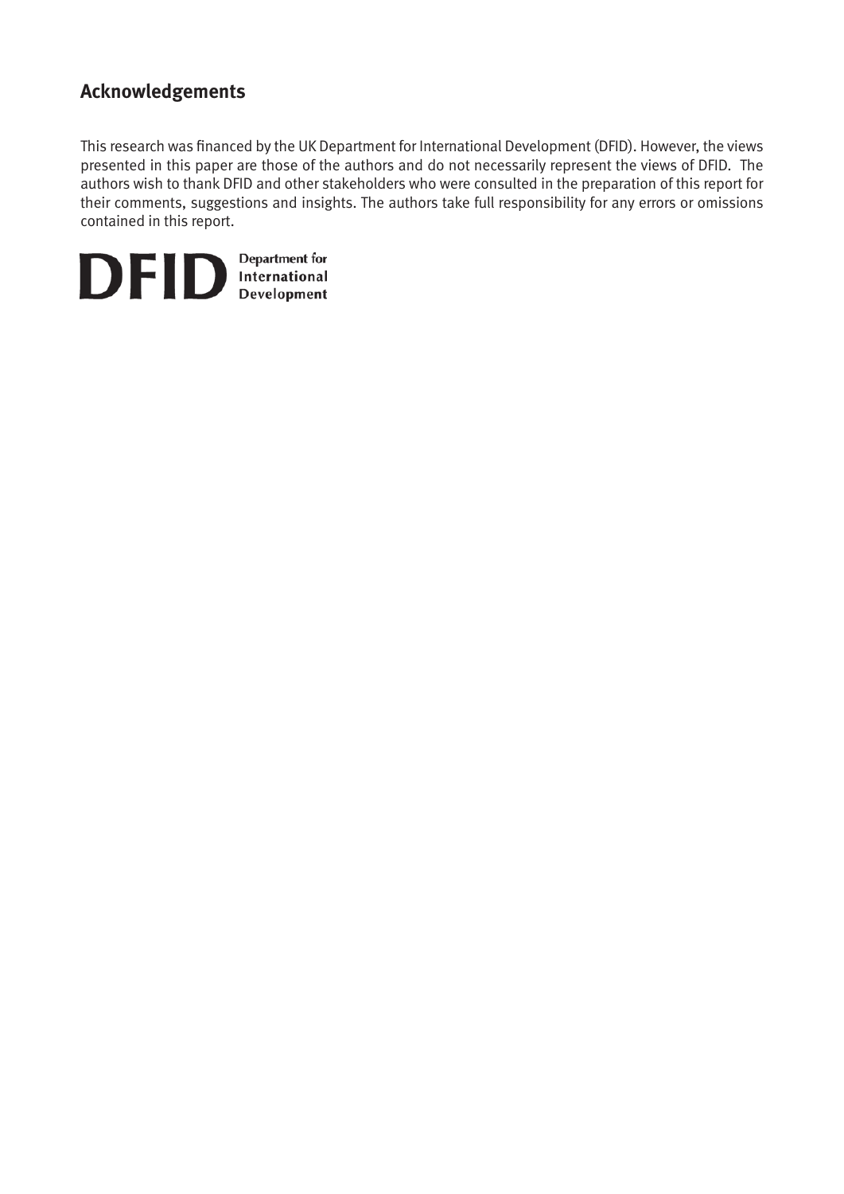## Acknowledgements

This research was financed by the UK Department for International Development (DFID). However, the views presented in this paper are those of the authors and do not necessarily represent the views of DFID. The authors wish to thank DFID and other stakeholders who were consulted in the preparation of this report for their comments, suggestions and insights. The authors take full responsibility for any errors or omissions contained in this report.

DFID Department for International Development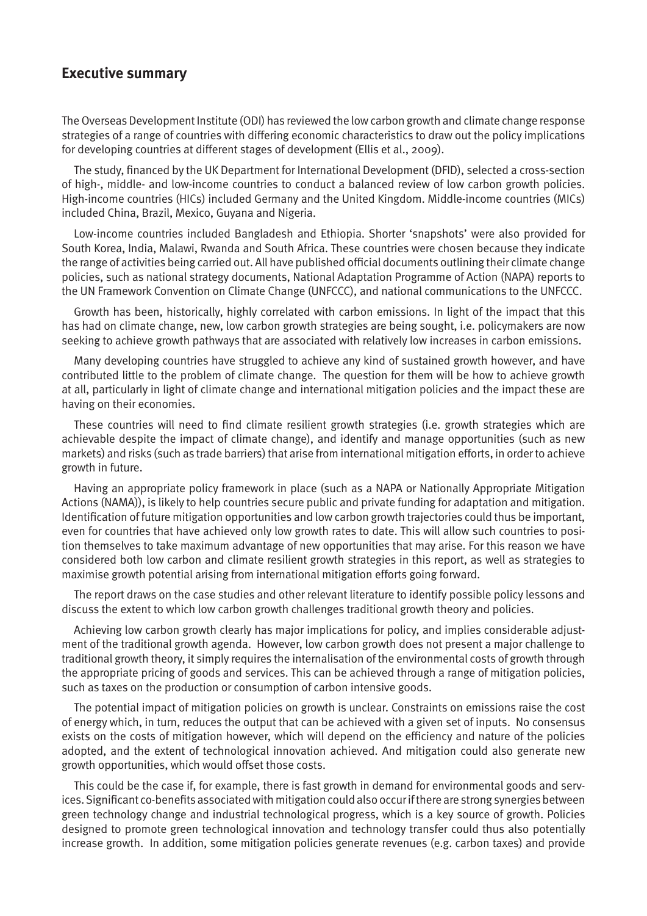## Executive summary

The Overseas Development Institute (ODI) has reviewed the low carbon growth and climate change response strategies of a range of countries with differing economic characteristics to draw out the policy implications for developing countries at different stages of development (Ellis et al., 2009).

The study, financed by the UK Department for International Development (DFID), selected a cross-section of high-, middle- and low-income countries to conduct a balanced review of low carbon growth policies. High-income countries (HICs) included Germany and the United Kingdom. Middle-income countries (MICs) included China, Brazil, Mexico, Guyana and Nigeria.

Low-income countries included Bangladesh and Ethiopia. Shorter 'snapshots' were also provided for South Korea, India, Malawi, Rwanda and South Africa. These countries were chosen because they indicate the range of activities being carried out. All have published official documents outlining their climate change policies, such as national strategy documents, National Adaptation Programme of Action (NAPA) reports to the UN Framework Convention on Climate Change (UNFCCC), and national communications to the UNFCCC.

Growth has been, historically, highly correlated with carbon emissions. In light of the impact that this has had on climate change, new, low carbon growth strategies are being sought, i.e. policymakers are now seeking to achieve growth pathways that are associated with relatively low increases in carbon emissions.

Many developing countries have struggled to achieve any kind of sustained growth however, and have contributed little to the problem of climate change. The question for them will be how to achieve growth at all, particularly in light of climate change and international mitigation policies and the impact these are having on their economies.

These countries will need to find climate resilient growth strategies (i.e. growth strategies which are achievable despite the impact of climate change), and identify and manage opportunities (such as new markets) and risks (such as trade barriers) that arise from international mitigation efforts, in order to achieve growth in future.

Having an appropriate policy framework in place (such as a NAPA or Nationally Appropriate Mitigation Actions (NAMA)), is likely to help countries secure public and private funding for adaptation and mitigation. Identification of future mitigation opportunities and low carbon growth trajectories could thus be important, even for countries that have achieved only low growth rates to date. This will allow such countries to position themselves to take maximum advantage of new opportunities that may arise. For this reason we have considered both low carbon and climate resilient growth strategies in this report, as well as strategies to maximise growth potential arising from international mitigation efforts going forward.

The report draws on the case studies and other relevant literature to identify possible policy lessons and discuss the extent to which low carbon growth challenges traditional growth theory and policies.

Achieving low carbon growth clearly has major implications for policy, and implies considerable adjustment of the traditional growth agenda. However, low carbon growth does not present a major challenge to traditional growth theory, it simply requires the internalisation of the environmental costs of growth through the appropriate pricing of goods and services. This can be achieved through a range of mitigation policies, such as taxes on the production or consumption of carbon intensive goods.

The potential impact of mitigation policies on growth is unclear. Constraints on emissions raise the cost of energy which, in turn, reduces the output that can be achieved with a given set of inputs. No consensus exists on the costs of mitigation however, which will depend on the efficiency and nature of the policies adopted, and the extent of technological innovation achieved. And mitigation could also generate new growth opportunities, which would offset those costs.

This could be the case if, for example, there is fast growth in demand for environmental goods and services. Significant co-benefits associated with mitigation could also occur if there are strong synergies between green technology change and industrial technological progress, which is a key source of growth. Policies designed to promote green technological innovation and technology transfer could thus also potentially increase growth. In addition, some mitigation policies generate revenues (e.g. carbon taxes) and provide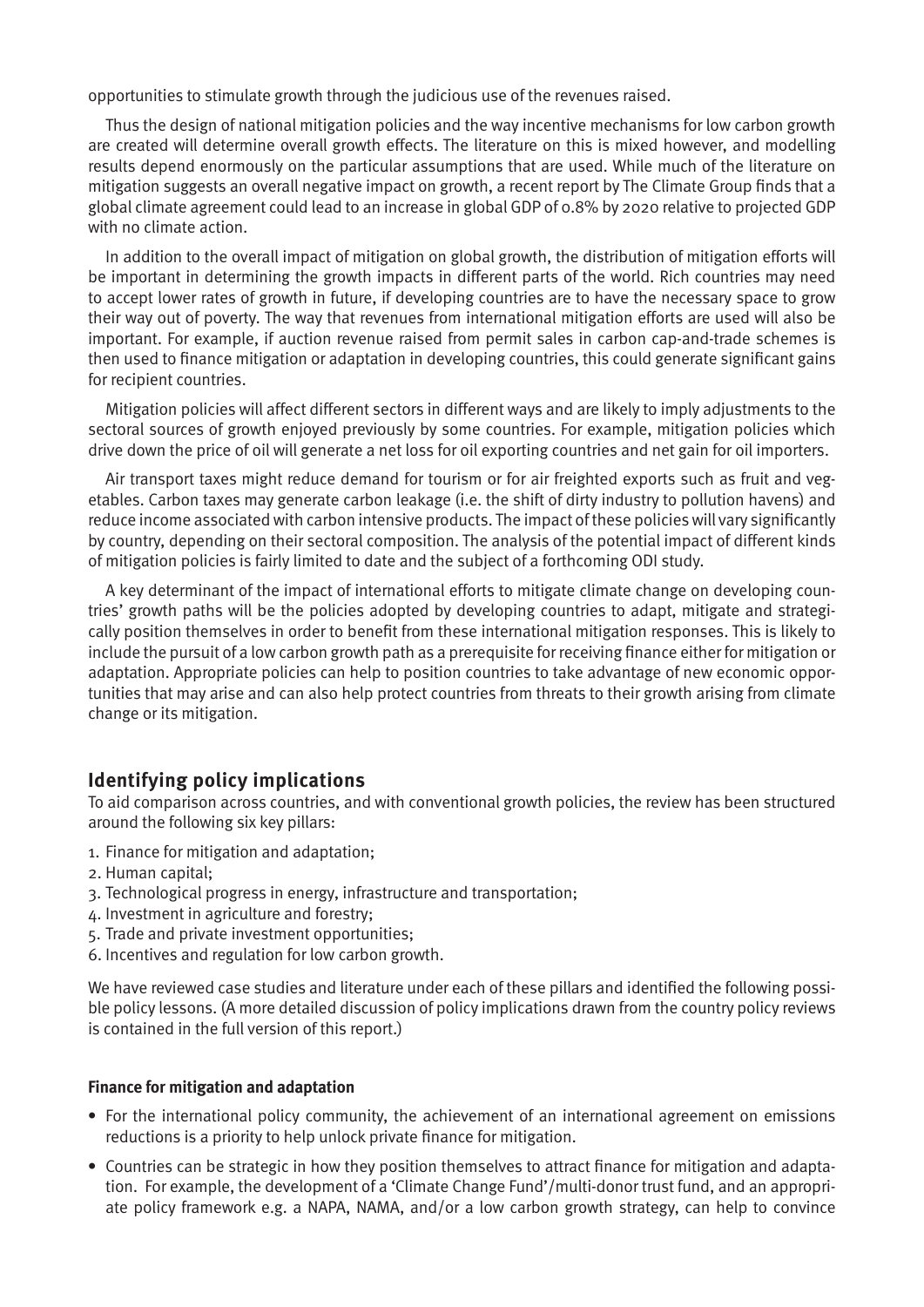opportunities to stimulate growth through the judicious use of the revenues raised.

Thus the design of national mitigation policies and the way incentive mechanisms for low carbon growth are created will determine overall growth effects. The literature on this is mixed however, and modelling results depend enormously on the particular assumptions that are used. While much of the literature on mitigation suggests an overall negative impact on growth, a recent report by The Climate Group finds that a global climate agreement could lead to an increase in global GDP of 0.8% by 2020 relative to projected GDP with no climate action.

In addition to the overall impact of mitigation on global growth, the distribution of mitigation efforts will be important in determining the growth impacts in different parts of the world. Rich countries may need to accept lower rates of growth in future, if developing countries are to have the necessary space to grow their way out of poverty. The way that revenues from international mitigation efforts are used will also be important. For example, if auction revenue raised from permit sales in carbon cap-and-trade schemes is then used to finance mitigation or adaptation in developing countries, this could generate significant gains for recipient countries.

Mitigation policies will affect different sectors in different ways and are likely to imply adjustments to the sectoral sources of growth enjoyed previously by some countries. For example, mitigation policies which drive down the price of oil will generate a net loss for oil exporting countries and net gain for oil importers.

Air transport taxes might reduce demand for tourism or for air freighted exports such as fruit and vegetables. Carbon taxes may generate carbon leakage (i.e. the shift of dirty industry to pollution havens) and reduce income associated with carbon intensive products. The impact of these policies will vary significantly by country, depending on their sectoral composition. The analysis of the potential impact of different kinds of mitigation policies is fairly limited to date and the subject of a forthcoming ODI study.

A key determinant of the impact of international efforts to mitigate climate change on developing countries' growth paths will be the policies adopted by developing countries to adapt, mitigate and strategically position themselves in order to benefit from these international mitigation responses. This is likely to include the pursuit of a low carbon growth path as a prerequisite for receiving finance either for mitigation or adaptation. Appropriate policies can help to position countries to take advantage of new economic opportunities that may arise and can also help protect countries from threats to their growth arising from climate change or its mitigation.

## Identifying policy implications

To aid comparison across countries, and with conventional growth policies, the review has been structured around the following six key pillars:

1. Finance for mitigation and adaptation;
2. Human capital;
3. Technological progress in energy, infrastructure and transportation;
4. Investment in agriculture and forestry;
5. Trade and private investment opportunities;
6. Incentives and regulation for low carbon growth.

We have reviewed case studies and literature under each of these pillars and identified the following possible policy lessons. (A more detailed discussion of policy implications drawn from the country policy reviews is contained in the full version of this report.)

#### Finance for mitigation and adaptation

- For the international policy community, the achievement of an international agreement on emissions reductions is a priority to help unlock private finance for mitigation.
- Countries can be strategic in how they position themselves to attract finance for mitigation and adaptation. For example, the development of a 'Climate Change Fund'/multi-donor trust fund, and an appropriate policy framework e.g. a NAPA, NAMA, and/or a low carbon growth strategy, can help to convince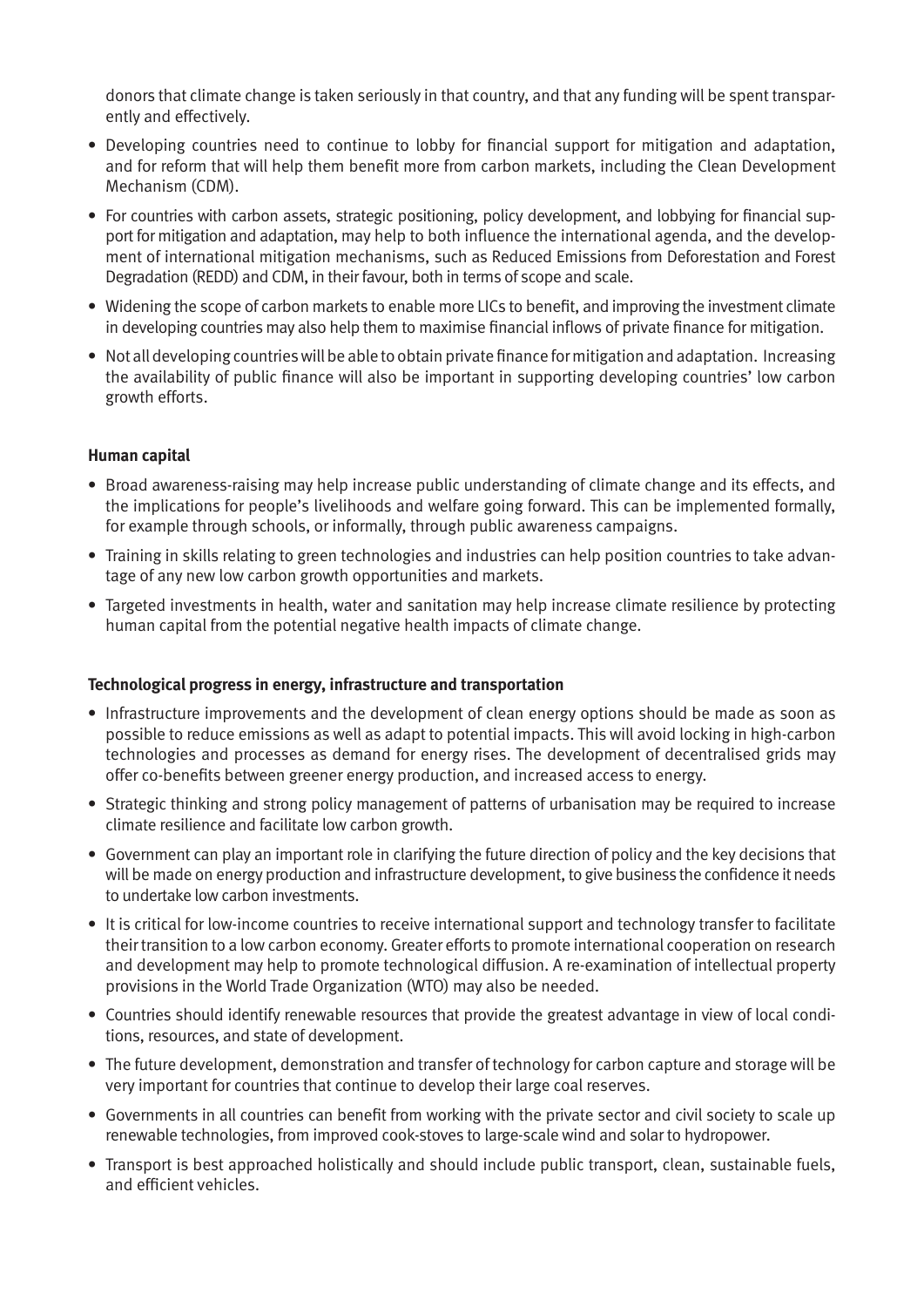donors that climate change is taken seriously in that country, and that any funding will be spent transparently and effectively.

- Developing countries need to continue to lobby for financial support for mitigation and adaptation, and for reform that will help them benefit more from carbon markets, including the Clean Development Mechanism (CDM).
- For countries with carbon assets, strategic positioning, policy development, and lobbying for financial support for mitigation and adaptation, may help to both influence the international agenda, and the development of international mitigation mechanisms, such as Reduced Emissions from Deforestation and Forest Degradation (REDD) and CDM, in their favour, both in terms of scope and scale.
- Widening the scope of carbon markets to enable more LICs to benefit, and improving the investment climate in developing countries may also help them to maximise financial inflows of private finance for mitigation.
- Not all developing countries will be able to obtain private finance for mitigation and adaptation. Increasing the availability of public finance will also be important in supporting developing countries' low carbon growth efforts.

**Human capital**

- Broad awareness-raising may help increase public understanding of climate change and its effects, and the implications for people's livelihoods and welfare going forward. This can be implemented formally, for example through schools, or informally, through public awareness campaigns.
- Training in skills relating to green technologies and industries can help position countries to take advantage of any new low carbon growth opportunities and markets.
- Targeted investments in health, water and sanitation may help increase climate resilience by protecting human capital from the potential negative health impacts of climate change.

**Technological progress in energy, infrastructure and transportation**

- Infrastructure improvements and the development of clean energy options should be made as soon as possible to reduce emissions as well as adapt to potential impacts. This will avoid locking in high-carbon technologies and processes as demand for energy rises. The development of decentralised grids may offer co-benefits between greener energy production, and increased access to energy.
- Strategic thinking and strong policy management of patterns of urbanisation may be required to increase climate resilience and facilitate low carbon growth.
- Government can play an important role in clarifying the future direction of policy and the key decisions that will be made on energy production and infrastructure development, to give business the confidence it needs to undertake low carbon investments.
- It is critical for low-income countries to receive international support and technology transfer to facilitate their transition to a low carbon economy. Greater efforts to promote international cooperation on research and development may help to promote technological diffusion. A re-examination of intellectual property provisions in the World Trade Organization (WTO) may also be needed.
- Countries should identify renewable resources that provide the greatest advantage in view of local conditions, resources, and state of development.
- The future development, demonstration and transfer of technology for carbon capture and storage will be very important for countries that continue to develop their large coal reserves.
- Governments in all countries can benefit from working with the private sector and civil society to scale up renewable technologies, from improved cook-stoves to large-scale wind and solar to hydropower.
- Transport is best approached holistically and should include public transport, clean, sustainable fuels, and efficient vehicles.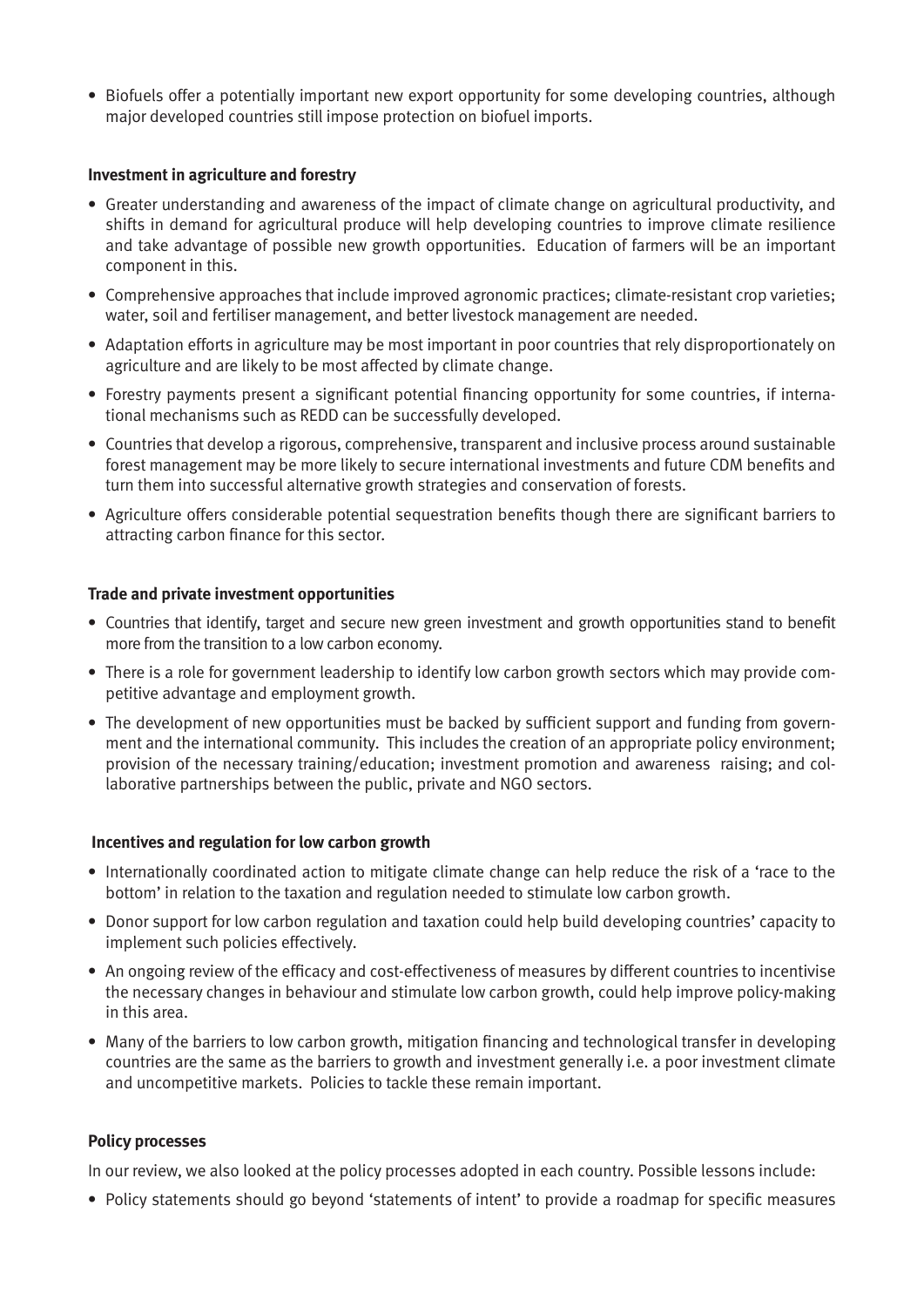- Biofuels offer a potentially important new export opportunity for some developing countries, although major developed countries still impose protection on biofuel imports.

**Investment in agriculture and forestry**

- Greater understanding and awareness of the impact of climate change on agricultural productivity, and shifts in demand for agricultural produce will help developing countries to improve climate resilience and take advantage of possible new growth opportunities. Education of farmers will be an important component in this.
- Comprehensive approaches that include improved agronomic practices; climate-resistant crop varieties; water, soil and fertiliser management, and better livestock management are needed.
- Adaptation efforts in agriculture may be most important in poor countries that rely disproportionately on agriculture and are likely to be most affected by climate change.
- Forestry payments present a significant potential financing opportunity for some countries, if international mechanisms such as REDD can be successfully developed.
- Countries that develop a rigorous, comprehensive, transparent and inclusive process around sustainable forest management may be more likely to secure international investments and future CDM benefits and turn them into successful alternative growth strategies and conservation of forests.
- Agriculture offers considerable potential sequestration benefits though there are significant barriers to attracting carbon finance for this sector.

**Trade and private investment opportunities**

- Countries that identify, target and secure new green investment and growth opportunities stand to benefit more from the transition to a low carbon economy.
- There is a role for government leadership to identify low carbon growth sectors which may provide competitive advantage and employment growth.
- The development of new opportunities must be backed by sufficient support and funding from government and the international community. This includes the creation of an appropriate policy environment; provision of the necessary training/education; investment promotion and awareness raising; and collaborative partnerships between the public, private and NGO sectors.

**Incentives and regulation for low carbon growth**

- Internationally coordinated action to mitigate climate change can help reduce the risk of a 'race to the bottom' in relation to the taxation and regulation needed to stimulate low carbon growth.
- Donor support for low carbon regulation and taxation could help build developing countries' capacity to implement such policies effectively.
- An ongoing review of the efficacy and cost-effectiveness of measures by different countries to incentivise the necessary changes in behaviour and stimulate low carbon growth, could help improve policy-making in this area.
- Many of the barriers to low carbon growth, mitigation financing and technological transfer in developing countries are the same as the barriers to growth and investment generally i.e. a poor investment climate and uncompetitive markets. Policies to tackle these remain important.

**Policy processes**

In our review, we also looked at the policy processes adopted in each country. Possible lessons include:

- Policy statements should go beyond 'statements of intent' to provide a roadmap for specific measures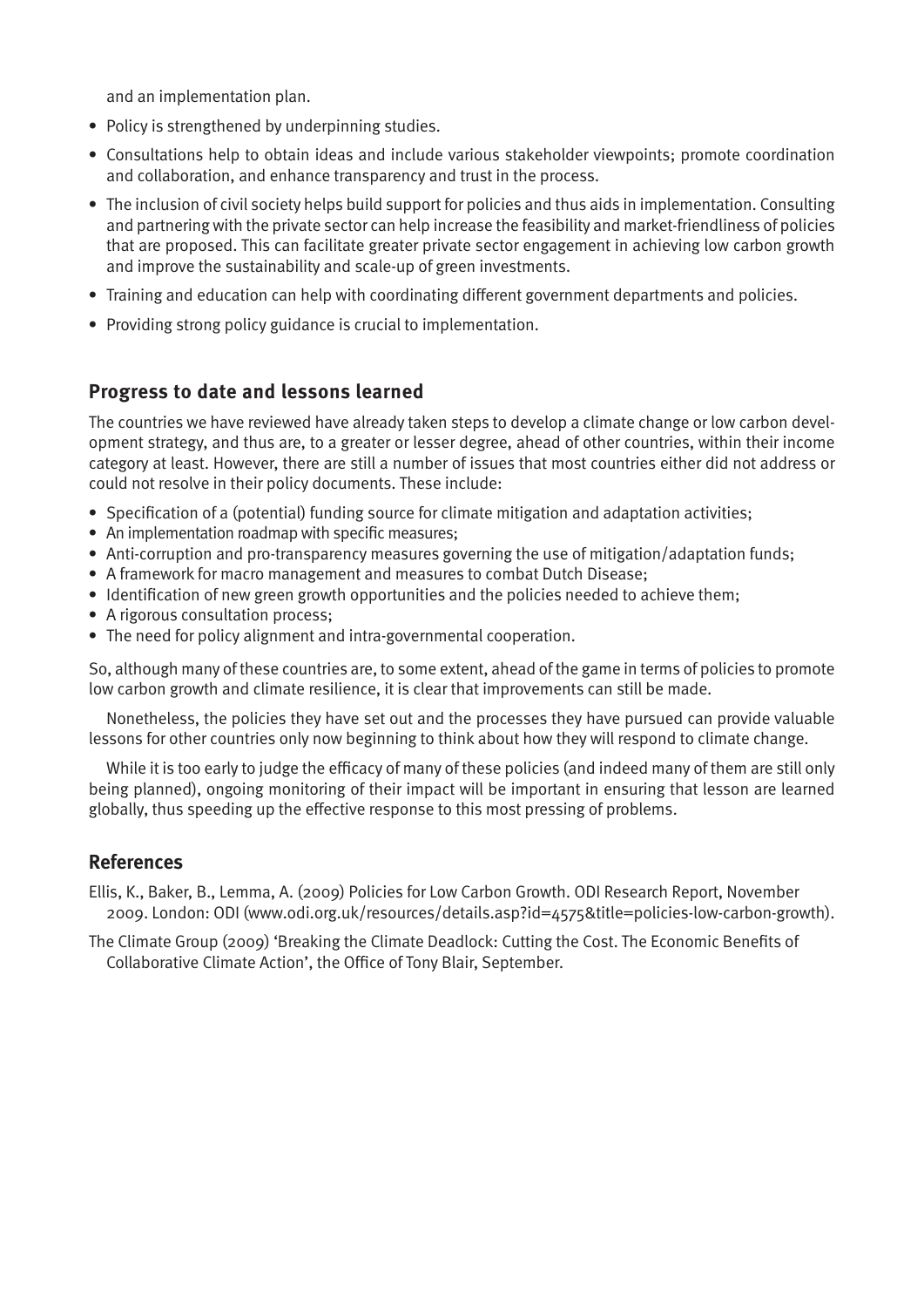and an implementation plan.

- Policy is strengthened by underpinning studies.
- Consultations help to obtain ideas and include various stakeholder viewpoints; promote coordination and collaboration, and enhance transparency and trust in the process.
- The inclusion of civil society helps build support for policies and thus aids in implementation. Consulting and partnering with the private sector can help increase the feasibility and market-friendliness of policies that are proposed. This can facilitate greater private sector engagement in achieving low carbon growth and improve the sustainability and scale-up of green investments.
- Training and education can help with coordinating different government departments and policies.
- Providing strong policy guidance is crucial to implementation.

## Progress to date and lessons learned

The countries we have reviewed have already taken steps to develop a climate change or low carbon development strategy, and thus are, to a greater or lesser degree, ahead of other countries, within their income category at least. However, there are still a number of issues that most countries either did not address or could not resolve in their policy documents. These include:

- Specification of a (potential) funding source for climate mitigation and adaptation activities;
- An implementation roadmap with specific measures;
- Anti-corruption and pro-transparency measures governing the use of mitigation/adaptation funds;
- A framework for macro management and measures to combat Dutch Disease;
- Identification of new green growth opportunities and the policies needed to achieve them;
- A rigorous consultation process;
- The need for policy alignment and intra-governmental cooperation.

So, although many of these countries are, to some extent, ahead of the game in terms of policies to promote low carbon growth and climate resilience, it is clear that improvements can still be made.

Nonetheless, the policies they have set out and the processes they have pursued can provide valuable lessons for other countries only now beginning to think about how they will respond to climate change.

While it is too early to judge the efficacy of many of these policies (and indeed many of them are still only being planned), ongoing monitoring of their impact will be important in ensuring that lesson are learned globally, thus speeding up the effective response to this most pressing of problems.

## References

Ellis, K., Baker, B., Lemma, A. (2009) Policies for Low Carbon Growth. ODI Research Report, November 2009. London: ODI (www.odi.org.uk/resources/details.asp?id=4575&title=policies-low-carbon-growth).

The Climate Group (2009) 'Breaking the Climate Deadlock: Cutting the Cost. The Economic Benefits of Collaborative Climate Action', the Office of Tony Blair, September.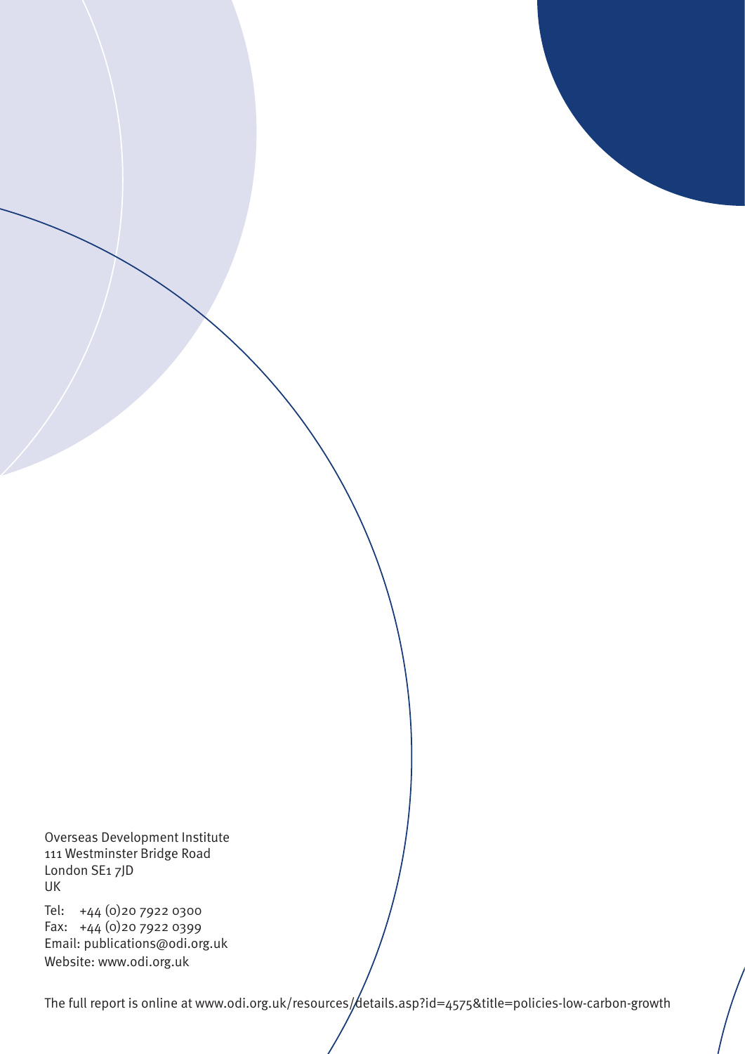Overseas Development Institute
111 Westminster Bridge Road
London SE1 7JD
UK

Tel: +44 (0)20 7922 0300
Fax: +44 (0)20 7922 0399
Email: publications@odi.org.uk
Website: www.odi.org.uk

The full report is online at www.odi.org.uk/resources/details.asp?id=4575&title=policies-low-carbon-growth